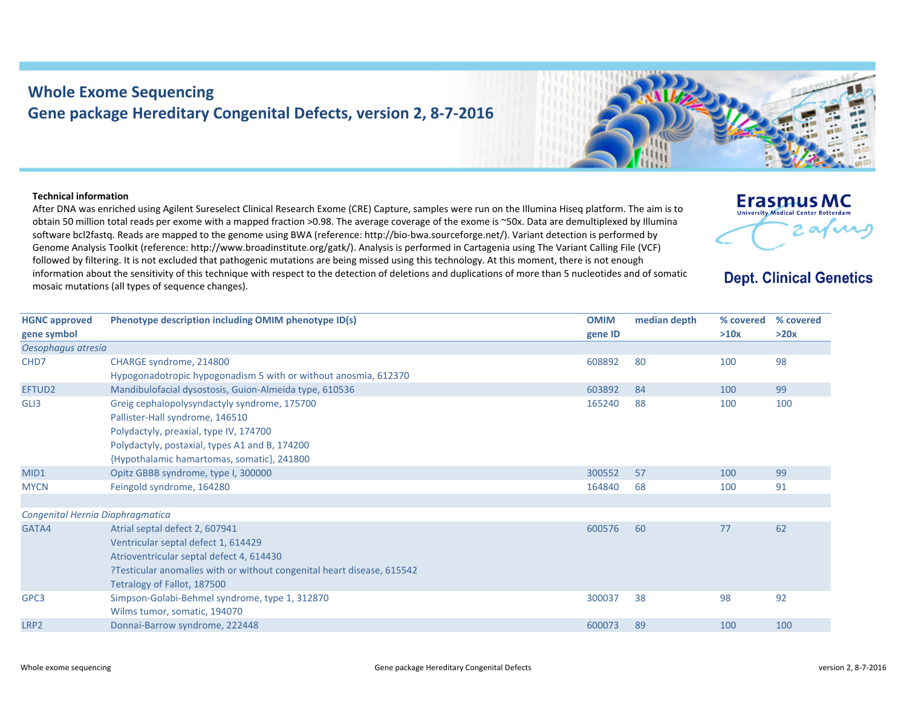# Whole Exome Sequencing
## Gene package Hereditary Congenital Defects, version 2, 8-7-2016

Erasmus MC
University Medical Center Rotterdam

**Dept. Clinical Genetics**

**Technical information**

After DNA was enriched using Agilent Sureselect Clinical Research Exome (CRE) Capture, samples were run on the Illumina Hiseq platform. The aim is to obtain 50 million total reads per exome with a mapped fraction >0.98. The average coverage of the exome is ~50x. Data are demultiplexed by Illumina software bcl2fastq. Reads are mapped to the genome using BWA (reference: http://bio-bwa.sourceforge.net/). Variant detection is performed by Genome Analysis Toolkit (reference: http://www.broadinstitute.org/gatk/). Analysis is performed in Cartagenia using The Variant Calling File (VCF) followed by filtering. It is not excluded that pathogenic mutations are being missed using this technology. At this moment, there is not enough information about the sensitivity of this technique with respect to the detection of deletions and duplications of more than 5 nucleotides and of somatic mosaic mutations (all types of sequence changes).

| HGNC approved gene symbol | Phenotype description including OMIM phenotype ID(s) | OMIM gene ID | median depth | % covered >10x | % covered >20x |
|---|---|---|---|---|---|
| *Oesophagus atresia* | | | | | |
| CHD7 | CHARGE syndrome, 214800 | 608892 | 80 | 100 | 98 |
| | Hypogonadotropic hypogonadism 5 with or without anosmia, 612370 | | | | |
| EFTUD2 | Mandibulofacial dysostosis, Guion-Almeida type, 610536 | 603892 | 84 | 100 | 99 |
| GLI3 | Greig cephalopolysyndactyly syndrome, 175700 | 165240 | 88 | 100 | 100 |
| | Pallister-Hall syndrome, 146510 | | | | |
| | Polydactyly, preaxial, type IV, 174700 | | | | |
| | Polydactyly, postaxial, types A1 and B, 174200 | | | | |
| | {Hypothalamic hamartomas, somatic}, 241800 | | | | |
| MID1 | Opitz GBBB syndrome, type I, 300000 | 300552 | 57 | 100 | 99 |
| MYCN | Feingold syndrome, 164280 | 164840 | 68 | 100 | 91 |
| | | | | | |
| *Congenital Hernia Diaphragmatica* | | | | | |
| GATA4 | Atrial septal defect 2, 607941 | 600576 | 60 | 77 | 62 |
| | Ventricular septal defect 1, 614429 | | | | |
| | Atrioventricular septal defect 4, 614430 | | | | |
| | ?Testicular anomalies with or without congenital heart disease, 615542 | | | | |
| | Tetralogy of Fallot, 187500 | | | | |
| GPC3 | Simpson-Golabi-Behmel syndrome, type 1, 312870 | 300037 | 38 | 98 | 92 |
| | Wilms tumor, somatic, 194070 | | | | |
| LRP2 | Donnai-Barrow syndrome, 222448 | 600073 | 89 | 100 | 100 |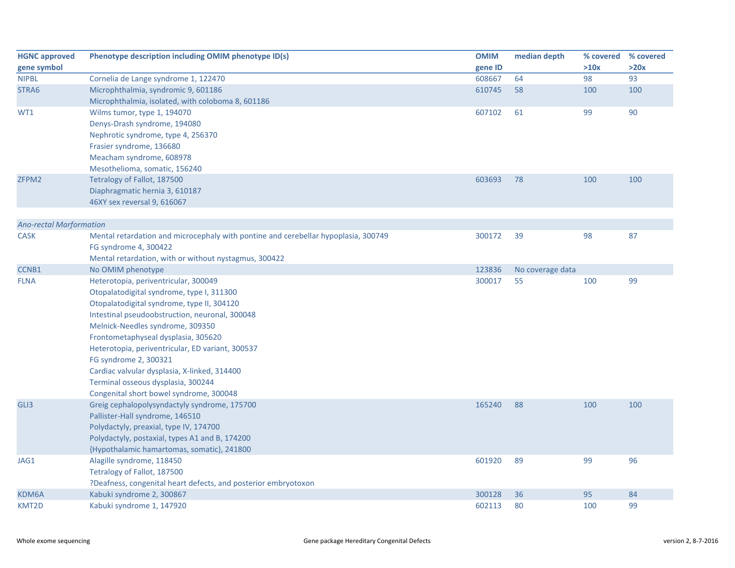| HGNC approved gene symbol | Phenotype description including OMIM phenotype ID(s) | OMIM gene ID | median depth | % covered >10x | % covered >20x |
|---|---|---|---|---|---|
| NIPBL | Cornelia de Lange syndrome 1, 122470 | 608667 | 64 | 98 | 93 |
| STRA6 | Microphthalmia, syndromic 9, 601186<br>Microphthalmia, isolated, with coloboma 8, 601186 | 610745 | 58 | 100 | 100 |
| WT1 | Wilms tumor, type 1, 194070<br>Denys-Drash syndrome, 194080<br>Nephrotic syndrome, type 4, 256370<br>Frasier syndrome, 136680<br>Meacham syndrome, 608978<br>Mesothelioma, somatic, 156240 | 607102 | 61 | 99 | 90 |
| ZFPM2 | Tetralogy of Fallot, 187500<br>Diaphragmatic hernia 3, 610187<br>46XY sex reversal 9, 616067 | 603693 | 78 | 100 | 100 |
| | | | | | |
| *Ano-rectal Marformation* | | | | | |
| CASK | Mental retardation and microcephaly with pontine and cerebellar hypoplasia, 300749<br>FG syndrome 4, 300422<br>Mental retardation, with or without nystagmus, 300422 | 300172 | 39 | 98 | 87 |
| CCNB1 | No OMIM phenotype | 123836 | No coverage data | | |
| FLNA | Heterotopia, periventricular, 300049<br>Otopalatodigital syndrome, type I, 311300<br>Otopalatodigital syndrome, type II, 304120<br>Intestinal pseudoobstruction, neuronal, 300048<br>Melnick-Needles syndrome, 309350<br>Frontometaphyseal dysplasia, 305620<br>Heterotopia, periventricular, ED variant, 300537<br>FG syndrome 2, 300321<br>Cardiac valvular dysplasia, X-linked, 314400<br>Terminal osseous dysplasia, 300244<br>Congenital short bowel syndrome, 300048 | 300017 | 55 | 100 | 99 |
| GLI3 | Greig cephalopolysyndactyly syndrome, 175700<br>Pallister-Hall syndrome, 146510<br>Polydactyly, preaxial, type IV, 174700<br>Polydactyly, postaxial, types A1 and B, 174200<br>{Hypothalamic hamartomas, somatic}, 241800 | 165240 | 88 | 100 | 100 |
| JAG1 | Alagille syndrome, 118450<br>Tetralogy of Fallot, 187500<br>?Deafness, congenital heart defects, and posterior embryotoxon | 601920 | 89 | 99 | 96 |
| KDM6A | Kabuki syndrome 2, 300867 | 300128 | 36 | 95 | 84 |
| KMT2D | Kabuki syndrome 1, 147920 | 602113 | 80 | 100 | 99 |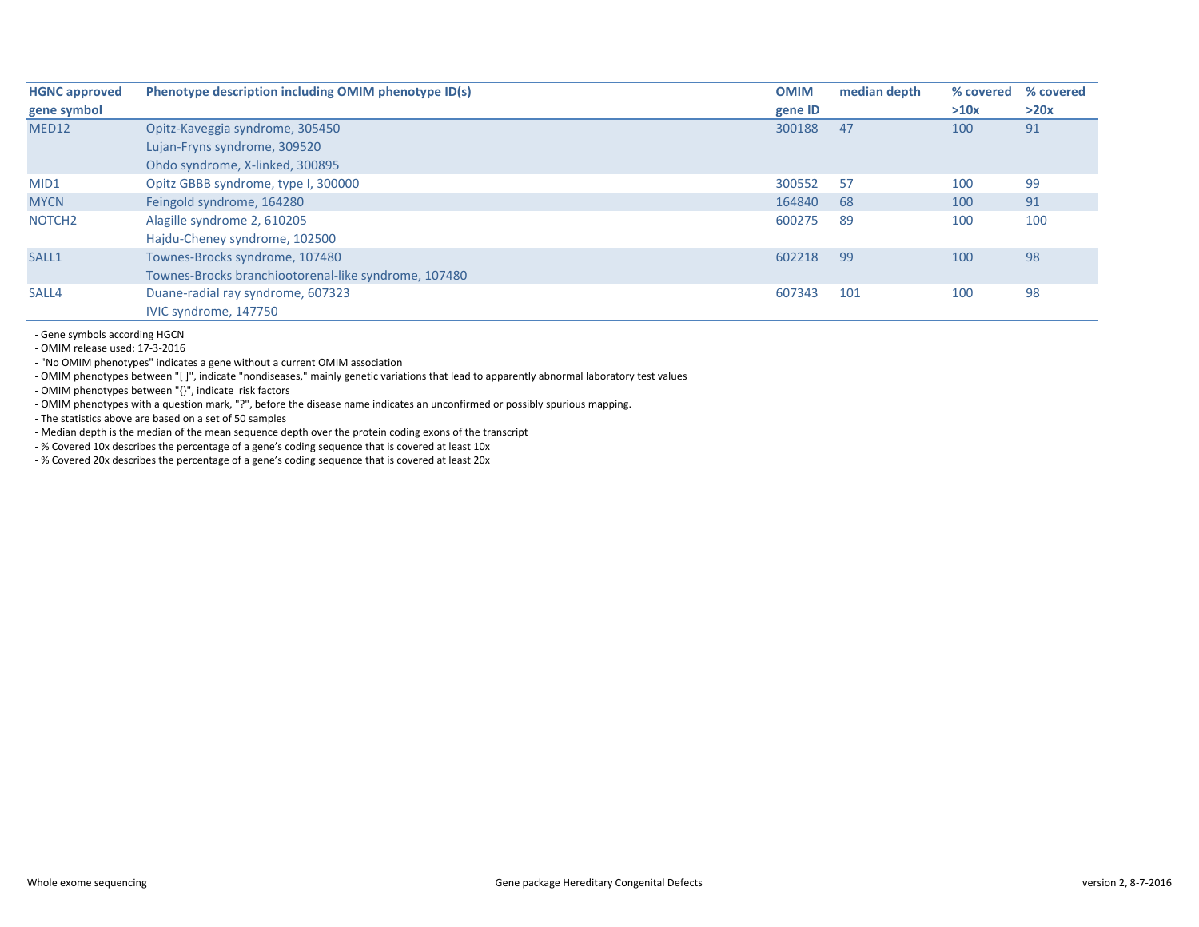| HGNC approved gene symbol | Phenotype description including OMIM phenotype ID(s) | OMIM gene ID | median depth | % covered >10x | % covered >20x |
| --- | --- | --- | --- | --- | --- |
| MED12 | Opitz-Kaveggia syndrome, 305450<br>Lujan-Fryns syndrome, 309520<br>Ohdo syndrome, X-linked, 300895 | 300188 | 47 | 100 | 91 |
| MID1 | Opitz GBBB syndrome, type I, 300000 | 300552 | 57 | 100 | 99 |
| MYCN | Feingold syndrome, 164280 | 164840 | 68 | 100 | 91 |
| NOTCH2 | Alagille syndrome 2, 610205<br>Hajdu-Cheney syndrome, 102500 | 600275 | 89 | 100 | 100 |
| SALL1 | Townes-Brocks syndrome, 107480<br>Townes-Brocks branchiootorenal-like syndrome, 107480 | 602218 | 99 | 100 | 98 |
| SALL4 | Duane-radial ray syndrome, 607323<br>IVIC syndrome, 147750 | 607343 | 101 | 100 | 98 |

- Gene symbols according HGCN
- OMIM release used: 17-3-2016
- "No OMIM phenotypes" indicates a gene without a current OMIM association
- OMIM phenotypes between "[ ]", indicate "nondiseases," mainly genetic variations that lead to apparently abnormal laboratory test values
- OMIM phenotypes between "{}", indicate risk factors
- OMIM phenotypes with a question mark, "?", before the disease name indicates an unconfirmed or possibly spurious mapping.
- The statistics above are based on a set of 50 samples
- Median depth is the median of the mean sequence depth over the protein coding exons of the transcript
- % Covered 10x describes the percentage of a gene's coding sequence that is covered at least 10x
- % Covered 20x describes the percentage of a gene's coding sequence that is covered at least 20x